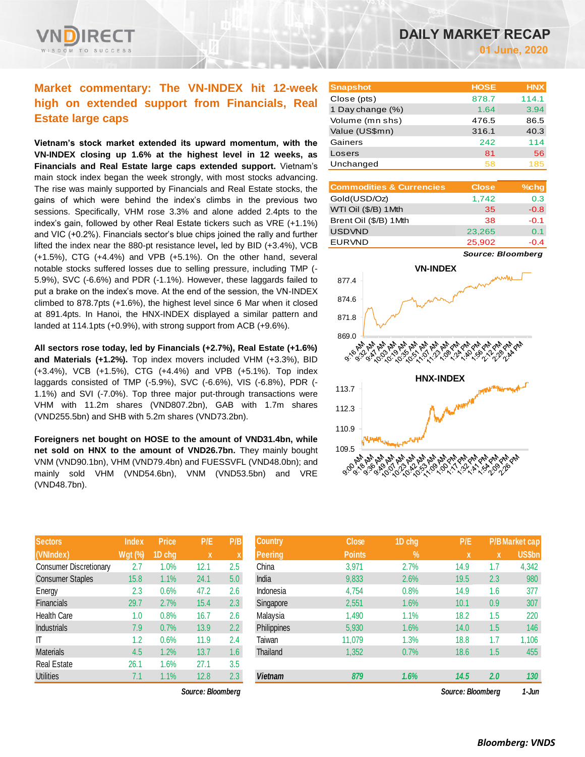# DAILY MARKET RECAP

**01 June, 2020**

## Market commentary: The VN-INDEX hit 12-week high on extended support from Financials, Real Estate large caps

**Vietnam's stock market extended its upward momentum, with the VN-INDEX closing up 1.6% at the highest level in 12 weeks, as Financials and Real Estate large caps extended support.** Vietnam's main stock index began the week strongly, with most stocks advancing. The rise was mainly supported by Financials and Real Estate stocks, the gains of which were behind the index's climbs in the previous two sessions. Specifically, VHM rose 3.3% and alone added 2.4pts to the index's gain, followed by other Real Estate tickers such as VRE (+1.1%) and VIC (+0.2%). Financials sector's blue chips joined the rally and further lifted the index near the 880-pt resistance level**,** led by BID (+3.4%), VCB (+1.5%), CTG (+4.4%) and VPB (+5.1%). On the other hand, several notable stocks suffered losses due to selling pressure, including TMP (-5.9%), SVC (-6.6%) and PDR (-1.1%). However, these laggards failed to put a brake on the index's move. At the end of the session, the VN-INDEX climbed to 878.7pts (+1.6%), the highest level since 6 Mar when it closed at 891.4pts. In Hanoi, the HNX-INDEX displayed a similar pattern and landed at 114.1pts (+0.9%), with strong support from ACB (+9.6%).

**All sectors rose today, led by Financials (+2.7%), Real Estate (+1.6%) and Materials (+1.2%).** Top index movers included VHM (+3.3%), BID (+3.4%), VCB (+1.5%), CTG (+4.4%) and VPB (+5.1%). Top index laggards consisted of TMP (-5.9%), SVC (-6.6%), VIS (-6.8%), PDR (-1.1%) and SVI (-7.0%). Top three major put-through transactions were VHM with 11.2m shares (VND807.2bn), GAB with 1.7m shares (VND255.5bn) and SHB with 5.2m shares (VND73.2bn).

**Foreigners net bought on HOSE to the amount of VND31.4bn, while net sold on HNX to the amount of VND26.7bn.** They mainly bought VNM (VND90.1bn), VHM (VND79.4bn) and FUESSVFL (VND48.0bn); and mainly sold VHM (VND54.6bn), VNM (VND53.5bn) and VRE (VND48.7bn).

| Snapshot | HOSE | HNX |
|---|---|---|
| Close (pts) | 878.7 | 114.1 |
| 1 Day change (%) | 1.64 | 3.94 |
| Volume (mn shs) | 476.5 | 86.5 |
| Value (US$mn) | 316.1 | 40.3 |
| Gainers | 242 | 114 |
| Losers | 81 | 56 |
| Unchanged | 58 | 185 |

| Commodities & Currencies | Close | %chg |
|---|---|---|
| Gold(USD/Oz) | 1,742 | 0.3 |
| WTI Oil ($/B) 1Mth | 35 | -0.8 |
| Brent Oil ($/B) 1Mth | 38 | -0.1 |
| USDVND | 23,265 | 0.1 |
| EURVND | 25,902 | -0.4 |

*Source: Bloomberg*

**VN-INDEX**

**HNX-INDEX**

| Sectors (VNIndex) | Index Wgt (%) | Price 1D chg | P/E x | P/B x |
|---|---|---|---|---|
| Consumer Discretionary | 2.7 | 1.0% | 12.1 | 2.5 |
| Consumer Staples | 15.8 | 1.1% | 24.1 | 5.0 |
| Energy | 2.3 | 0.6% | 47.2 | 2.6 |
| Financials | 29.7 | 2.7% | 15.4 | 2.3 |
| Health Care | 1.0 | 0.8% | 16.7 | 2.6 |
| Industrials | 7.9 | 0.7% | 13.9 | 2.2 |
| IT | 1.2 | 0.6% | 11.9 | 2.4 |
| Materials | 4.5 | 1.2% | 13.7 | 1.6 |
| Real Estate | 26.1 | 1.6% | 27.1 | 3.5 |
| Utilities | 7.1 | 1.1% | 12.8 | 2.3 |

*Source: Bloomberg*

| Country Peering | Close Points | 1D chg % | P/E x | P/B x | Market cap US$bn |
|---|---|---|---|---|---|
| China | 3,971 | 2.7% | 14.9 | 1.7 | 4,342 |
| India | 9,833 | 2.6% | 19.5 | 2.3 | 980 |
| Indonesia | 4,754 | 0.8% | 14.9 | 1.6 | 377 |
| Singapore | 2,551 | 1.6% | 10.1 | 0.9 | 307 |
| Malaysia | 1,490 | 1.1% | 18.2 | 1.5 | 220 |
| Philippines | 5,930 | 1.6% | 14.0 | 1.5 | 146 |
| Taiwan | 11,079 | 1.3% | 18.8 | 1.7 | 1,106 |
| Thailand | 1,352 | 0.7% | 18.6 | 1.5 | 455 |
| ***Vietnam*** | ***879*** | ***1.6%*** | ***14.5*** | ***2.0*** | ***130*** |

*Source: Bloomberg* *1-Jun*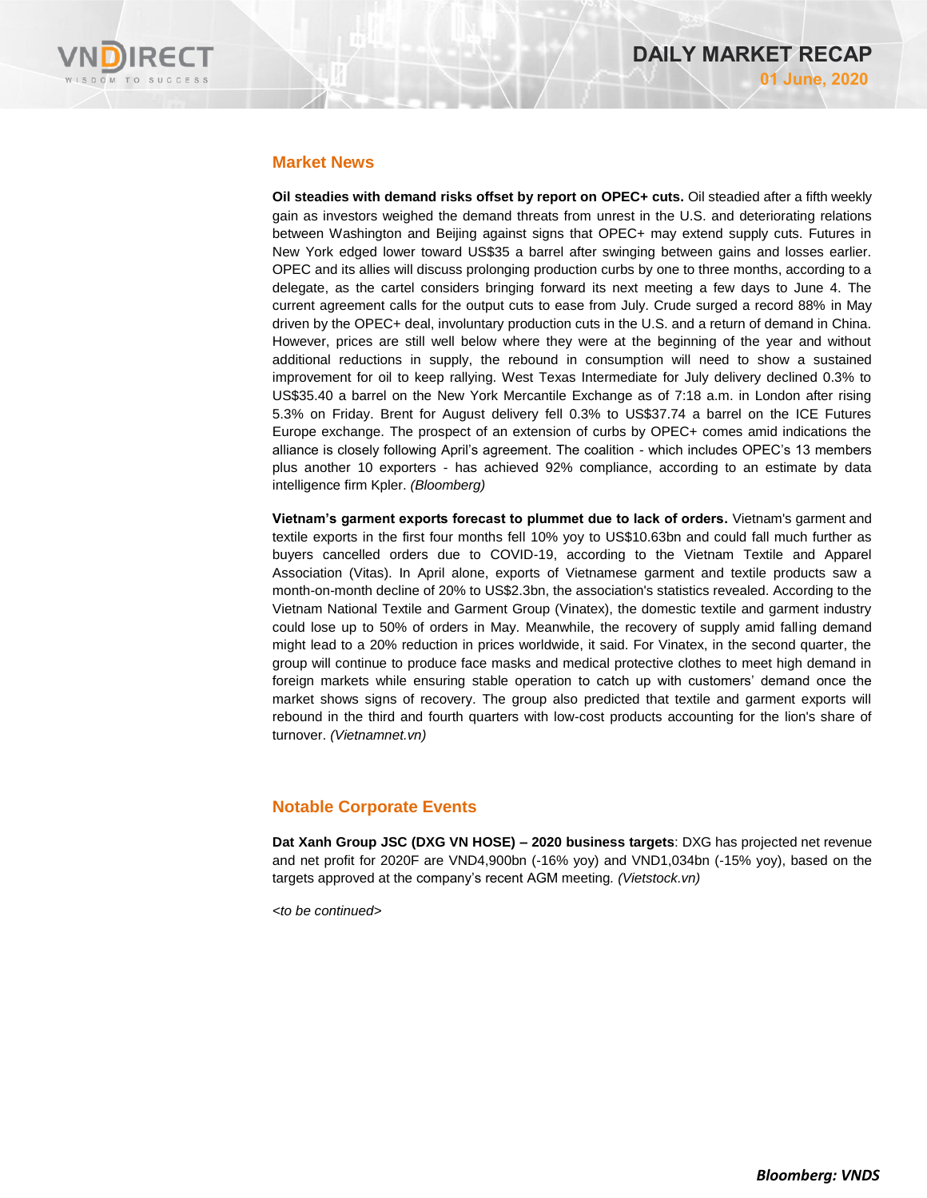## Market News

**Oil steadies with demand risks offset by report on OPEC+ cuts.** Oil steadied after a fifth weekly gain as investors weighed the demand threats from unrest in the U.S. and deteriorating relations between Washington and Beijing against signs that OPEC+ may extend supply cuts. Futures in New York edged lower toward US$35 a barrel after swinging between gains and losses earlier. OPEC and its allies will discuss prolonging production curbs by one to three months, according to a delegate, as the cartel considers bringing forward its next meeting a few days to June 4. The current agreement calls for the output cuts to ease from July. Crude surged a record 88% in May driven by the OPEC+ deal, involuntary production cuts in the U.S. and a return of demand in China. However, prices are still well below where they were at the beginning of the year and without additional reductions in supply, the rebound in consumption will need to show a sustained improvement for oil to keep rallying. West Texas Intermediate for July delivery declined 0.3% to US$35.40 a barrel on the New York Mercantile Exchange as of 7:18 a.m. in London after rising 5.3% on Friday. Brent for August delivery fell 0.3% to US$37.74 a barrel on the ICE Futures Europe exchange. The prospect of an extension of curbs by OPEC+ comes amid indications the alliance is closely following April's agreement. The coalition - which includes OPEC's 13 members plus another 10 exporters - has achieved 92% compliance, according to an estimate by data intelligence firm Kpler. *(Bloomberg)*

**Vietnam's garment exports forecast to plummet due to lack of orders.** Vietnam's garment and textile exports in the first four months fell 10% yoy to US$10.63bn and could fall much further as buyers cancelled orders due to COVID-19, according to the Vietnam Textile and Apparel Association (Vitas). In April alone, exports of Vietnamese garment and textile products saw a month-on-month decline of 20% to US$2.3bn, the association's statistics revealed. According to the Vietnam National Textile and Garment Group (Vinatex), the domestic textile and garment industry could lose up to 50% of orders in May. Meanwhile, the recovery of supply amid falling demand might lead to a 20% reduction in prices worldwide, it said. For Vinatex, in the second quarter, the group will continue to produce face masks and medical protective clothes to meet high demand in foreign markets while ensuring stable operation to catch up with customers' demand once the market shows signs of recovery. The group also predicted that textile and garment exports will rebound in the third and fourth quarters with low-cost products accounting for the lion's share of turnover. *(Vietnamnet.vn)*

## Notable Corporate Events

**Dat Xanh Group JSC (DXG VN HOSE) – 2020 business targets**: DXG has projected net revenue and net profit for 2020F are VND4,900bn (-16% yoy) and VND1,034bn (-15% yoy), based on the targets approved at the company's recent AGM meeting. *(Vietstock.vn)*

*<to be continued>*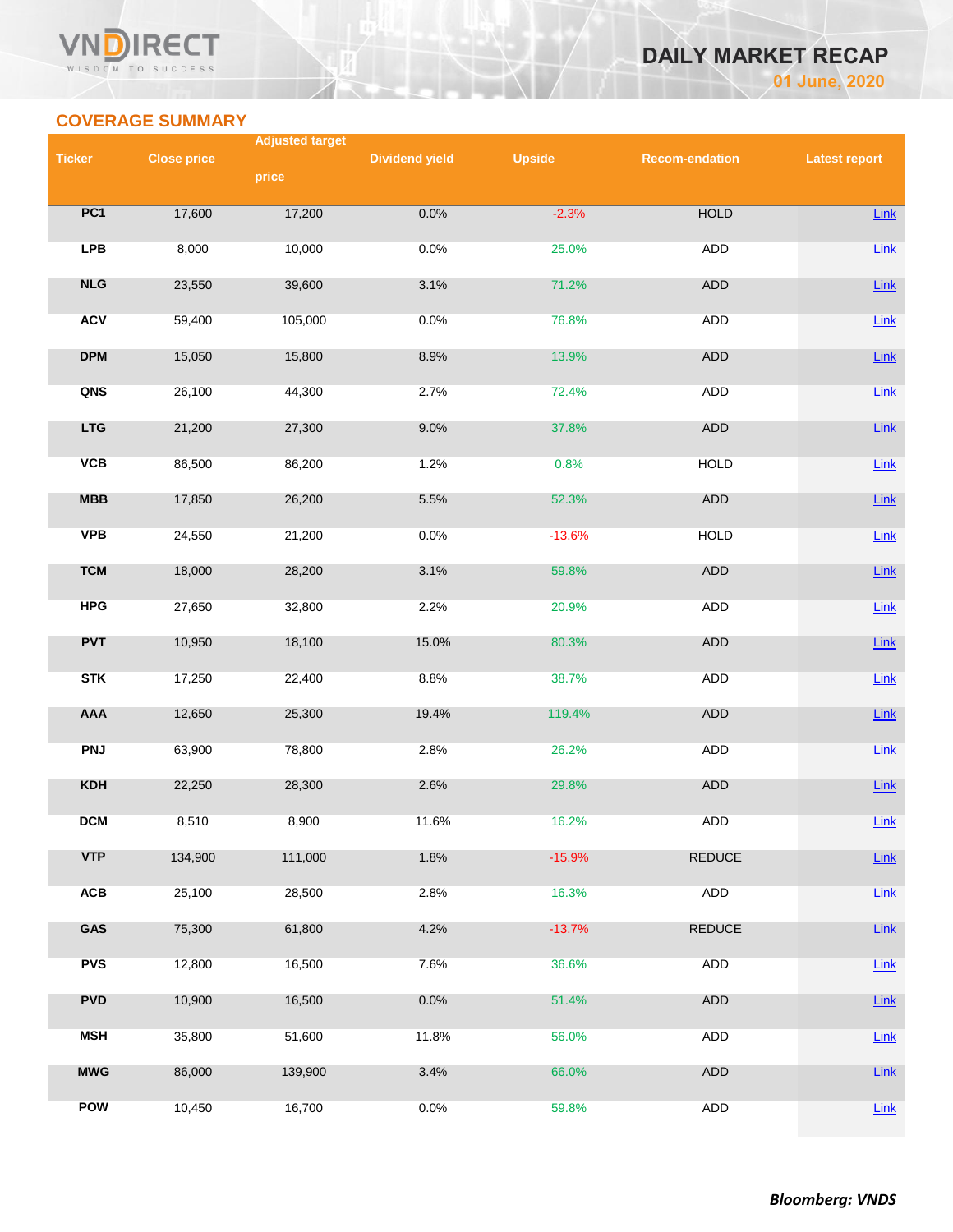## COVERAGE SUMMARY

| Ticker | Close price | Adjusted target price | Dividend yield | Upside | Recom-endation | Latest report |
|---|---|---|---|---|---|---|
| PC1 | 17,600 | 17,200 | 0.0% | -2.3% | HOLD | Link |
| LPB | 8,000 | 10,000 | 0.0% | 25.0% | ADD | Link |
| NLG | 23,550 | 39,600 | 3.1% | 71.2% | ADD | Link |
| ACV | 59,400 | 105,000 | 0.0% | 76.8% | ADD | Link |
| DPM | 15,050 | 15,800 | 8.9% | 13.9% | ADD | Link |
| QNS | 26,100 | 44,300 | 2.7% | 72.4% | ADD | Link |
| LTG | 21,200 | 27,300 | 9.0% | 37.8% | ADD | Link |
| VCB | 86,500 | 86,200 | 1.2% | 0.8% | HOLD | Link |
| MBB | 17,850 | 26,200 | 5.5% | 52.3% | ADD | Link |
| VPB | 24,550 | 21,200 | 0.0% | -13.6% | HOLD | Link |
| TCM | 18,000 | 28,200 | 3.1% | 59.8% | ADD | Link |
| HPG | 27,650 | 32,800 | 2.2% | 20.9% | ADD | Link |
| PVT | 10,950 | 18,100 | 15.0% | 80.3% | ADD | Link |
| STK | 17,250 | 22,400 | 8.8% | 38.7% | ADD | Link |
| AAA | 12,650 | 25,300 | 19.4% | 119.4% | ADD | Link |
| PNJ | 63,900 | 78,800 | 2.8% | 26.2% | ADD | Link |
| KDH | 22,250 | 28,300 | 2.6% | 29.8% | ADD | Link |
| DCM | 8,510 | 8,900 | 11.6% | 16.2% | ADD | Link |
| VTP | 134,900 | 111,000 | 1.8% | -15.9% | REDUCE | Link |
| ACB | 25,100 | 28,500 | 2.8% | 16.3% | ADD | Link |
| GAS | 75,300 | 61,800 | 4.2% | -13.7% | REDUCE | Link |
| PVS | 12,800 | 16,500 | 7.6% | 36.6% | ADD | Link |
| PVD | 10,900 | 16,500 | 0.0% | 51.4% | ADD | Link |
| MSH | 35,800 | 51,600 | 11.8% | 56.0% | ADD | Link |
| MWG | 86,000 | 139,900 | 3.4% | 66.0% | ADD | Link |
| POW | 10,450 | 16,700 | 0.0% | 59.8% | ADD | Link |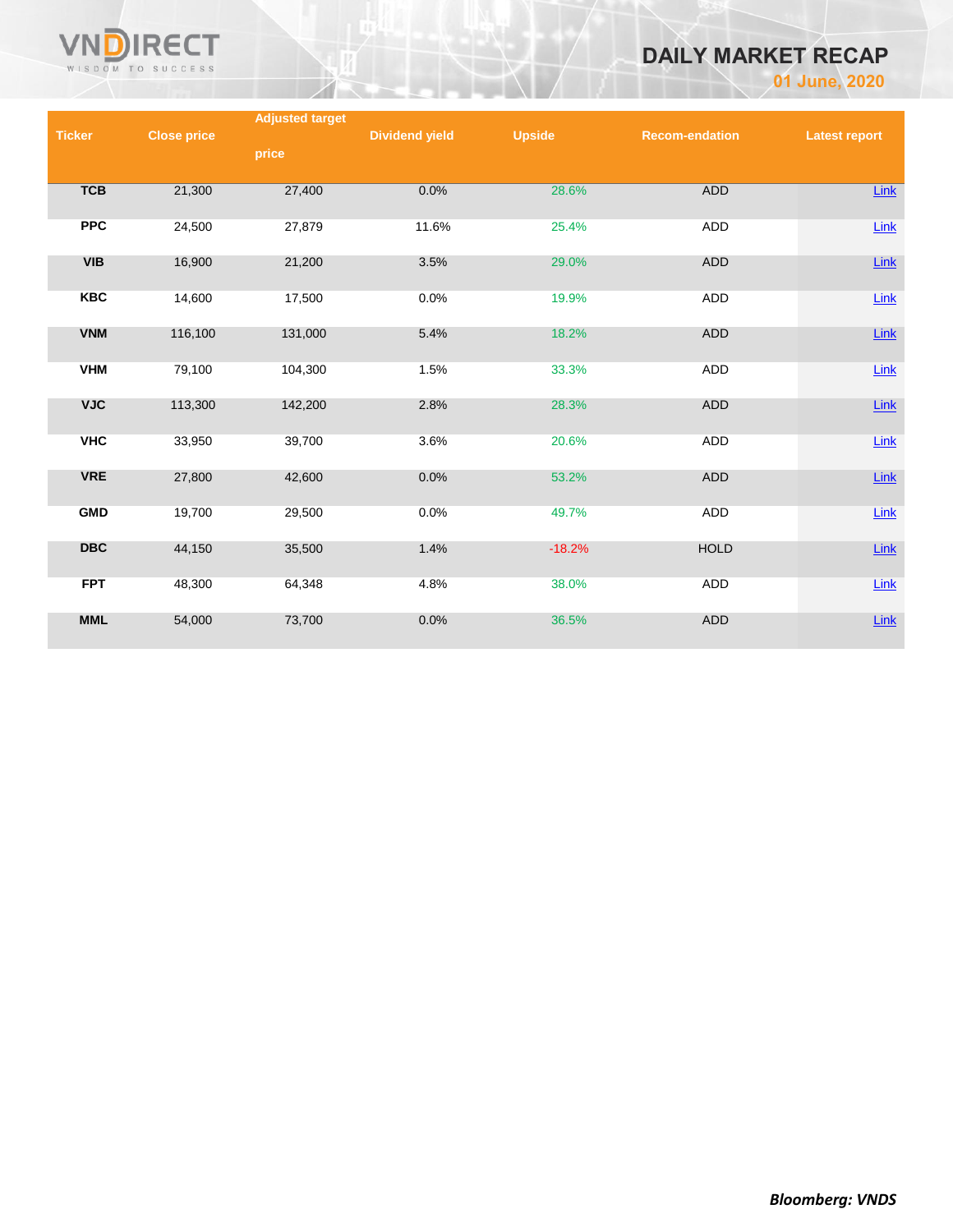| Ticker | Close price | Adjusted target price | Dividend yield | Upside | Recom-endation | Latest report |
|---|---|---|---|---|---|---|
| TCB | 21,300 | 27,400 | 0.0% | 28.6% | ADD | Link |
| PPC | 24,500 | 27,879 | 11.6% | 25.4% | ADD | Link |
| VIB | 16,900 | 21,200 | 3.5% | 29.0% | ADD | Link |
| KBC | 14,600 | 17,500 | 0.0% | 19.9% | ADD | Link |
| VNM | 116,100 | 131,000 | 5.4% | 18.2% | ADD | Link |
| VHM | 79,100 | 104,300 | 1.5% | 33.3% | ADD | Link |
| VJC | 113,300 | 142,200 | 2.8% | 28.3% | ADD | Link |
| VHC | 33,950 | 39,700 | 3.6% | 20.6% | ADD | Link |
| VRE | 27,800 | 42,600 | 0.0% | 53.2% | ADD | Link |
| GMD | 19,700 | 29,500 | 0.0% | 49.7% | ADD | Link |
| DBC | 44,150 | 35,500 | 1.4% | -18.2% | HOLD | Link |
| FPT | 48,300 | 64,348 | 4.8% | 38.0% | ADD | Link |
| MML | 54,000 | 73,700 | 0.0% | 36.5% | ADD | Link |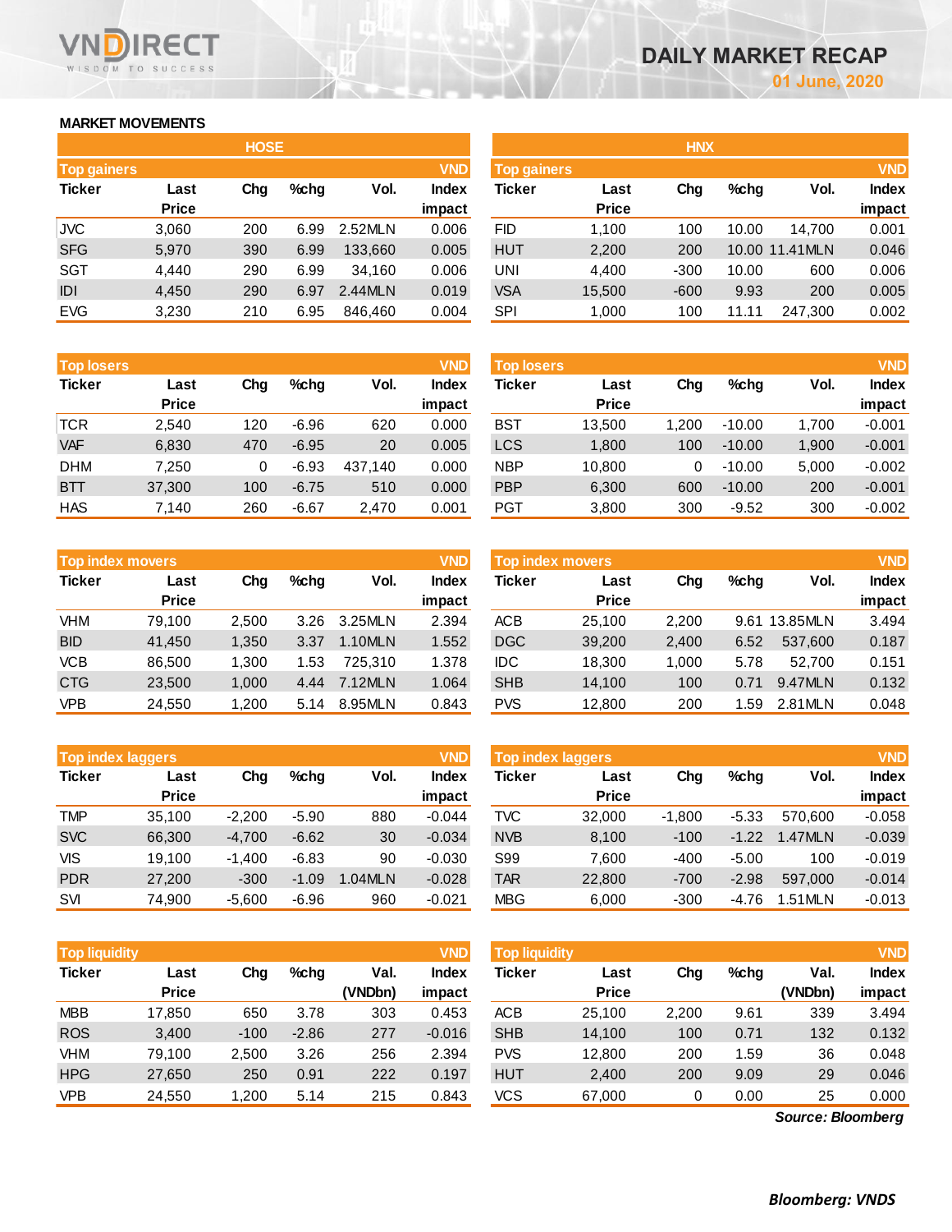# DAILY MARKET RECAP

01 June, 2020

## MARKET MOVEMENTS

### HOSE

**Top gainers** (VND)

| Ticker | Last Price | Chg | %chg | Vol. | Index impact |
|---|---|---|---|---|---|
| JVC | 3,060 | 200 | 6.99 | 2.52MLN | 0.006 |
| SFG | 5,970 | 390 | 6.99 | 133,660 | 0.005 |
| SGT | 4,440 | 290 | 6.99 | 34,160 | 0.006 |
| IDI | 4,450 | 290 | 6.97 | 2.44MLN | 0.019 |
| EVG | 3,230 | 210 | 6.95 | 846,460 | 0.004 |

**Top losers** (VND)

| Ticker | Last Price | Chg | %chg | Vol. | Index impact |
|---|---|---|---|---|---|
| TCR | 2,540 | 120 | -6.96 | 620 | 0.000 |
| VAF | 6,830 | 470 | -6.95 | 20 | 0.005 |
| DHM | 7,250 | 0 | -6.93 | 437,140 | 0.000 |
| BTT | 37,300 | 100 | -6.75 | 510 | 0.000 |
| HAS | 7,140 | 260 | -6.67 | 2,470 | 0.001 |

**Top index movers** (VND)

| Ticker | Last Price | Chg | %chg | Vol. | Index impact |
|---|---|---|---|---|---|
| VHM | 79,100 | 2,500 | 3.26 | 3.25MLN | 2.394 |
| BID | 41,450 | 1,350 | 3.37 | 1.10MLN | 1.552 |
| VCB | 86,500 | 1,300 | 1.53 | 725,310 | 1.378 |
| CTG | 23,500 | 1,000 | 4.44 | 7.12MLN | 1.064 |
| VPB | 24,550 | 1,200 | 5.14 | 8.95MLN | 0.843 |

**Top index laggers** (VND)

| Ticker | Last Price | Chg | %chg | Vol. | Index impact |
|---|---|---|---|---|---|
| TMP | 35,100 | -2,200 | -5.90 | 880 | -0.044 |
| SVC | 66,300 | -4,700 | -6.62 | 30 | -0.034 |
| VIS | 19,100 | -1,400 | -6.83 | 90 | -0.030 |
| PDR | 27,200 | -300 | -1.09 | 1.04MLN | -0.028 |
| SVI | 74,900 | -5,600 | -6.96 | 960 | -0.021 |

**Top liquidity** (VND)

| Ticker | Last Price | Chg | %chg | Val. (VNDbn) | Index impact |
|---|---|---|---|---|---|
| MBB | 17,850 | 650 | 3.78 | 303 | 0.453 |
| ROS | 3,400 | -100 | -2.86 | 277 | -0.016 |
| VHM | 79,100 | 2,500 | 3.26 | 256 | 2.394 |
| HPG | 27,650 | 250 | 0.91 | 222 | 0.197 |
| VPB | 24,550 | 1,200 | 5.14 | 215 | 0.843 |

### HNX

**Top gainers** (VND)

| Ticker | Last Price | Chg | %chg | Vol. | Index impact |
|---|---|---|---|---|---|
| FID | 1,100 | 100 | 10.00 | 14,700 | 0.001 |
| HUT | 2,200 | 200 | 10.00 | 11.41MLN | 0.046 |
| UNI | 4,400 | -300 | 10.00 | 600 | 0.006 |
| VSA | 15,500 | -600 | 9.93 | 200 | 0.005 |
| SPI | 1,000 | 100 | 11.11 | 247,300 | 0.002 |

**Top losers** (VND)

| Ticker | Last Price | Chg | %chg | Vol. | Index impact |
|---|---|---|---|---|---|
| BST | 13,500 | 1,200 | -10.00 | 1,700 | -0.001 |
| LCS | 1,800 | 100 | -10.00 | 1,900 | -0.001 |
| NBP | 10,800 | 0 | -10.00 | 5,000 | -0.002 |
| PBP | 6,300 | 600 | -10.00 | 200 | -0.001 |
| PGT | 3,800 | 300 | -9.52 | 300 | -0.002 |

**Top index movers** (VND)

| Ticker | Last Price | Chg | %chg | Vol. | Index impact |
|---|---|---|---|---|---|
| ACB | 25,100 | 2,200 | 9.61 | 13.85MLN | 3.494 |
| DGC | 39,200 | 2,400 | 6.52 | 537,600 | 0.187 |
| IDC | 18,300 | 1,000 | 5.78 | 52,700 | 0.151 |
| SHB | 14,100 | 100 | 0.71 | 9.47MLN | 0.132 |
| PVS | 12,800 | 200 | 1.59 | 2.81MLN | 0.048 |

**Top index laggers** (VND)

| Ticker | Last Price | Chg | %chg | Vol. | Index impact |
|---|---|---|---|---|---|
| TVC | 32,000 | -1,800 | -5.33 | 570,600 | -0.058 |
| NVB | 8,100 | -100 | -1.22 | 1.47MLN | -0.039 |
| S99 | 7,600 | -400 | -5.00 | 100 | -0.019 |
| TAR | 22,800 | -700 | -2.98 | 597,000 | -0.014 |
| MBG | 6,000 | -300 | -4.76 | 1.51MLN | -0.013 |

**Top liquidity** (VND)

| Ticker | Last Price | Chg | %chg | Val. (VNDbn) | Index impact |
|---|---|---|---|---|---|
| ACB | 25,100 | 2,200 | 9.61 | 339 | 3.494 |
| SHB | 14,100 | 100 | 0.71 | 132 | 0.132 |
| PVS | 12,800 | 200 | 1.59 | 36 | 0.048 |
| HUT | 2,400 | 200 | 9.09 | 29 | 0.046 |
| VCS | 67,000 | 0 | 0.00 | 25 | 0.000 |

*Source: Bloomberg*

***Bloomberg: VNDS***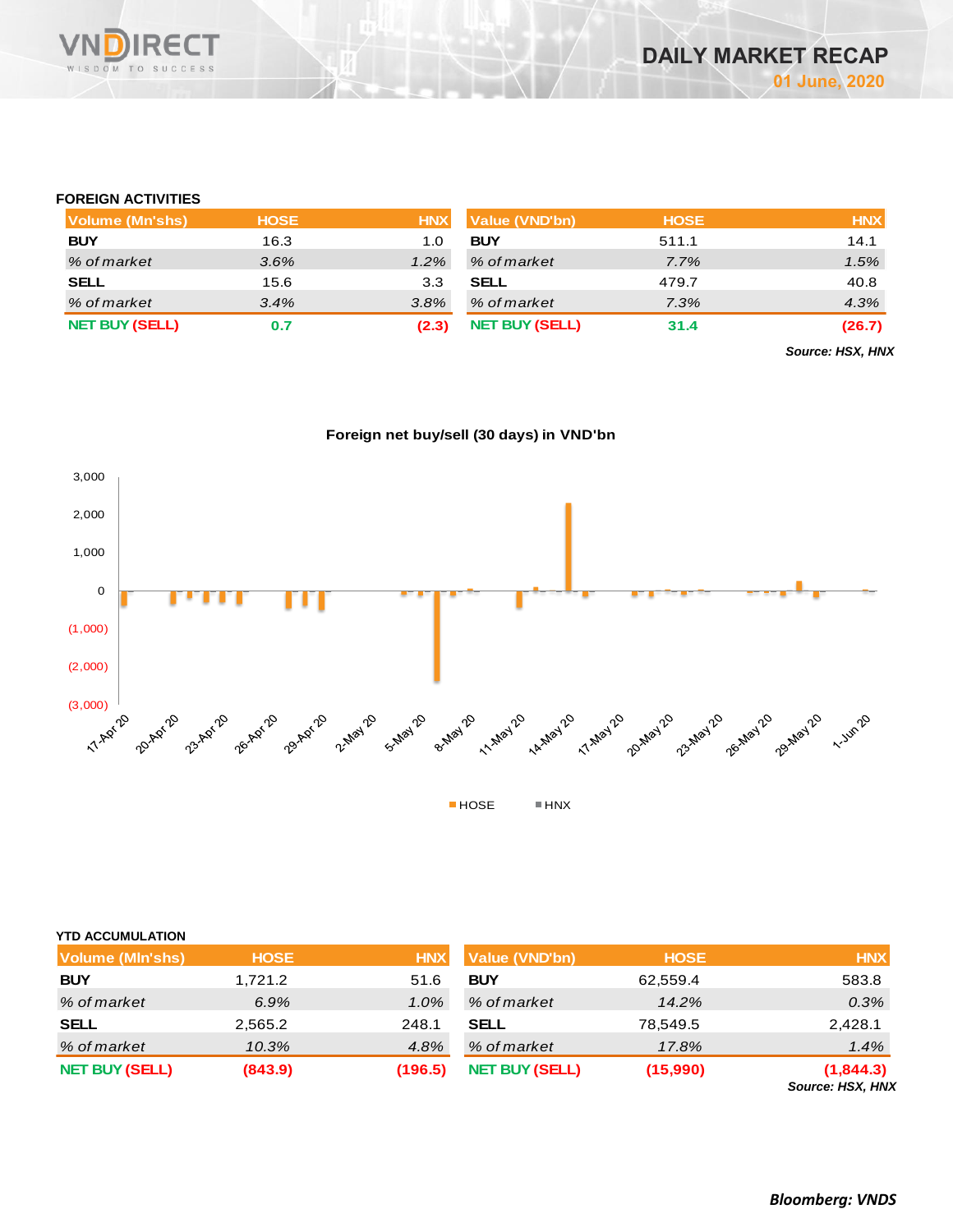## FOREIGN ACTIVITIES

| Volume (Mn'shs) | HOSE | HNX |
|---|---|---|
| **BUY** | 16.3 | 1.0 |
| *% of market* | *3.6%* | *1.2%* |
| **SELL** | 15.6 | 3.3 |
| *% of market* | *3.4%* | *3.8%* |
| **NET BUY (SELL)** | **0.7** | **(2.3)** |

| Value (VND'bn) | HOSE | HNX |
|---|---|---|
| **BUY** | 511.1 | 14.1 |
| *% of market* | *7.7%* | *1.5%* |
| **SELL** | 479.7 | 40.8 |
| *% of market* | *7.3%* | *4.3%* |
| **NET BUY (SELL)** | **31.4** | **(26.7)** |

***Source: HSX, HNX***

**Foreign net buy/sell (30 days) in VND'bn**

## YTD ACCUMULATION

| Volume (Mln'shs) | HOSE | HNX |
|---|---|---|
| **BUY** | 1,721.2 | 51.6 |
| *% of market* | *6.9%* | *1.0%* |
| **SELL** | 2,565.2 | 248.1 |
| *% of market* | *10.3%* | *4.8%* |
| **NET BUY (SELL)** | **(843.9)** | **(196.5)** |

| Value (VND'bn) | HOSE | HNX |
|---|---|---|
| **BUY** | 62,559.4 | 583.8 |
| *% of market* | *14.2%* | *0.3%* |
| **SELL** | 78,549.5 | 2,428.1 |
| *% of market* | *17.8%* | *1.4%* |
| **NET BUY (SELL)** | **(15,990)** | **(1,844.3)** |

***Source: HSX, HNX***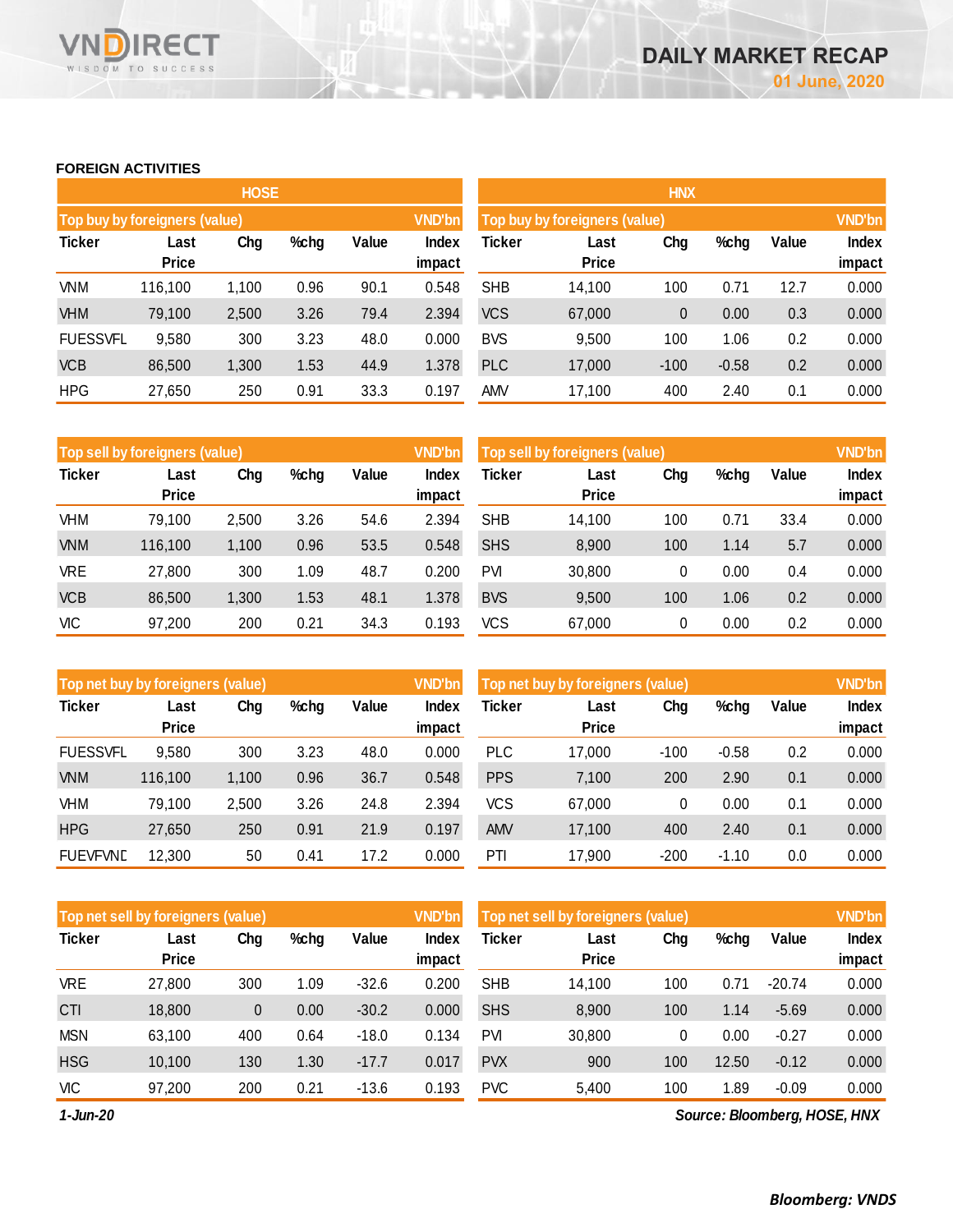# DAILY MARKET RECAP

01 June, 2020

## FOREIGN ACTIVITIES

### HOSE

| Top buy by foreigners (value) | | | | | VND'bn |
|---|---|---|---|---|---|
| Ticker | Last Price | Chg | %chg | Value | Index impact |
| VNM | 116,100 | 1,100 | 0.96 | 90.1 | 0.548 |
| VHM | 79,100 | 2,500 | 3.26 | 79.4 | 2.394 |
| FUESSVFL | 9,580 | 300 | 3.23 | 48.0 | 0.000 |
| VCB | 86,500 | 1,300 | 1.53 | 44.9 | 1.378 |
| HPG | 27,650 | 250 | 0.91 | 33.3 | 0.197 |

| Top sell by foreigners (value) | | | | | VND'bn |
|---|---|---|---|---|---|
| Ticker | Last Price | Chg | %chg | Value | Index impact |
| VHM | 79,100 | 2,500 | 3.26 | 54.6 | 2.394 |
| VNM | 116,100 | 1,100 | 0.96 | 53.5 | 0.548 |
| VRE | 27,800 | 300 | 1.09 | 48.7 | 0.200 |
| VCB | 86,500 | 1,300 | 1.53 | 48.1 | 1.378 |
| VIC | 97,200 | 200 | 0.21 | 34.3 | 0.193 |

| Top net buy by foreigners (value) | | | | | VND'bn |
|---|---|---|---|---|---|
| Ticker | Last Price | Chg | %chg | Value | Index impact |
| FUESSVFL | 9,580 | 300 | 3.23 | 48.0 | 0.000 |
| VNM | 116,100 | 1,100 | 0.96 | 36.7 | 0.548 |
| VHM | 79,100 | 2,500 | 3.26 | 24.8 | 2.394 |
| HPG | 27,650 | 250 | 0.91 | 21.9 | 0.197 |
| FUEVFVND | 12,300 | 50 | 0.41 | 17.2 | 0.000 |

| Top net sell by foreigners (value) | | | | | VND'bn |
|---|---|---|---|---|---|
| Ticker | Last Price | Chg | %chg | Value | Index impact |
| VRE | 27,800 | 300 | 1.09 | -32.6 | 0.200 |
| CTI | 18,800 | 0 | 0.00 | -30.2 | 0.000 |
| MSN | 63,100 | 400 | 0.64 | -18.0 | 0.134 |
| HSG | 10,100 | 130 | 1.30 | -17.7 | 0.017 |
| VIC | 97,200 | 200 | 0.21 | -13.6 | 0.193 |

### HNX

| Top buy by foreigners (value) | | | | | VND'bn |
|---|---|---|---|---|---|
| Ticker | Last Price | Chg | %chg | Value | Index impact |
| SHB | 14,100 | 100 | 0.71 | 12.7 | 0.000 |
| VCS | 67,000 | 0 | 0.00 | 0.3 | 0.000 |
| BVS | 9,500 | 100 | 1.06 | 0.2 | 0.000 |
| PLC | 17,000 | -100 | -0.58 | 0.2 | 0.000 |
| AMV | 17,100 | 400 | 2.40 | 0.1 | 0.000 |

| Top sell by foreigners (value) | | | | | VND'bn |
|---|---|---|---|---|---|
| Ticker | Last Price | Chg | %chg | Value | Index impact |
| SHB | 14,100 | 100 | 0.71 | 33.4 | 0.000 |
| SHS | 8,900 | 100 | 1.14 | 5.7 | 0.000 |
| PVI | 30,800 | 0 | 0.00 | 0.4 | 0.000 |
| BVS | 9,500 | 100 | 1.06 | 0.2 | 0.000 |
| VCS | 67,000 | 0 | 0.00 | 0.2 | 0.000 |

| Top net buy by foreigners (value) | | | | | VND'bn |
|---|---|---|---|---|---|
| Ticker | Last Price | Chg | %chg | Value | Index impact |
| PLC | 17,000 | -100 | -0.58 | 0.2 | 0.000 |
| PPS | 7,100 | 200 | 2.90 | 0.1 | 0.000 |
| VCS | 67,000 | 0 | 0.00 | 0.1 | 0.000 |
| AMV | 17,100 | 400 | 2.40 | 0.1 | 0.000 |
| PTI | 17,900 | -200 | -1.10 | 0.0 | 0.000 |

| Top net sell by foreigners (value) | | | | | VND'bn |
|---|---|---|---|---|---|
| Ticker | Last Price | Chg | %chg | Value | Index impact |
| SHB | 14,100 | 100 | 0.71 | -20.74 | 0.000 |
| SHS | 8,900 | 100 | 1.14 | -5.69 | 0.000 |
| PVI | 30,800 | 0 | 0.00 | -0.27 | 0.000 |
| PVX | 900 | 100 | 12.50 | -0.12 | 0.000 |
| PVC | 5,400 | 100 | 1.89 | -0.09 | 0.000 |

*1-Jun-20*

*Source: Bloomberg, HOSE, HNX*

***Bloomberg: VNDS***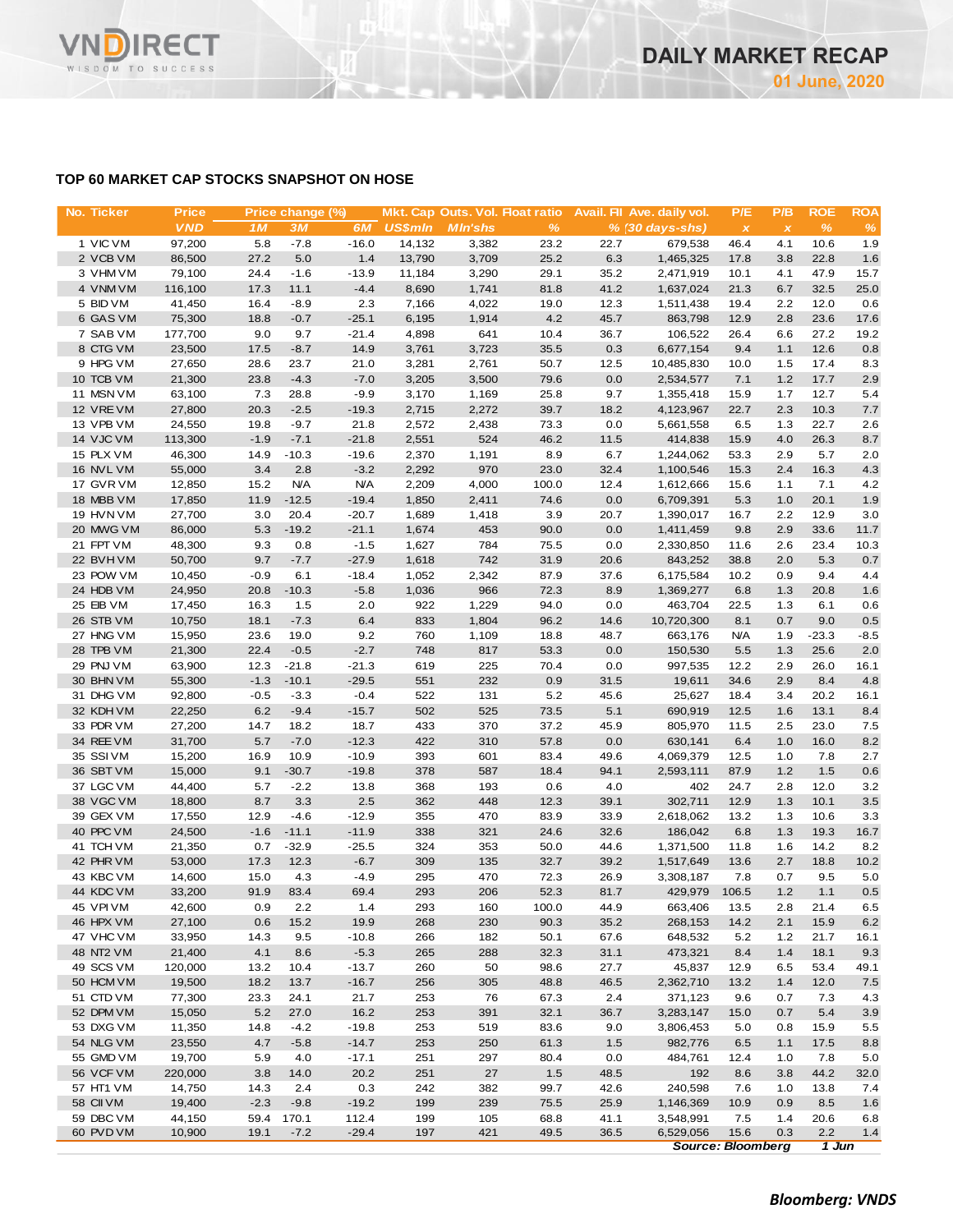## TOP 60 MARKET CAP STOCKS SNAPSHOT ON HOSE

| No. | Ticker | Price | Price change (%) | | | Mkt. Cap | Outs. Vol. | Float ratio | Avail. FII | Ave. daily vol. | P/E | P/B | ROE | ROA |
|---|---|---|---|---|---|---|---|---|---|---|---|---|---|---|
| | | VND | 1M | 3M | 6M | US$mln | Mln'shs | % | % | (30 days-shs) | x | x | % | % |
| 1 | VIC VM | 97,200 | 5.8 | -7.8 | -16.0 | 14,132 | 3,382 | 23.2 | 22.7 | 679,538 | 46.4 | 4.1 | 10.6 | 1.9 |
| 2 | VCB VM | 86,500 | 27.2 | 5.0 | 1.4 | 13,790 | 3,709 | 25.2 | 6.3 | 1,465,325 | 17.8 | 3.8 | 22.8 | 1.6 |
| 3 | VHM VM | 79,100 | 24.4 | -1.6 | -13.9 | 11,184 | 3,290 | 29.1 | 35.2 | 2,471,919 | 10.1 | 4.1 | 47.9 | 15.7 |
| 4 | VNM VM | 116,100 | 17.3 | 11.1 | -4.4 | 8,690 | 1,741 | 81.8 | 41.2 | 1,637,024 | 21.3 | 6.7 | 32.5 | 25.0 |
| 5 | BID VM | 41,450 | 16.4 | -8.9 | 2.3 | 7,166 | 4,022 | 19.0 | 12.3 | 1,511,438 | 19.4 | 2.2 | 12.0 | 0.6 |
| 6 | GAS VM | 75,300 | 18.8 | -0.7 | -25.1 | 6,195 | 1,914 | 4.2 | 45.7 | 863,798 | 12.9 | 2.8 | 23.6 | 17.6 |
| 7 | SAB VM | 177,700 | 9.0 | 9.7 | -21.4 | 4,898 | 641 | 10.4 | 36.7 | 106,522 | 26.4 | 6.6 | 27.2 | 19.2 |
| 8 | CTG VM | 23,500 | 17.5 | -8.7 | 14.9 | 3,761 | 3,723 | 35.5 | 0.3 | 6,677,154 | 9.4 | 1.1 | 12.6 | 0.8 |
| 9 | HPG VM | 27,650 | 28.6 | 23.7 | 21.0 | 3,281 | 2,761 | 50.7 | 12.5 | 10,485,830 | 10.0 | 1.5 | 17.4 | 8.3 |
| 10 | TCB VM | 21,300 | 23.8 | -4.3 | -7.0 | 3,205 | 3,500 | 79.6 | 0.0 | 2,534,577 | 7.1 | 1.2 | 17.7 | 2.9 |
| 11 | MSN VM | 63,100 | 7.3 | 28.8 | -9.9 | 3,170 | 1,169 | 25.8 | 9.7 | 1,355,418 | 15.9 | 1.7 | 12.7 | 5.4 |
| 12 | VRE VM | 27,800 | 20.3 | -2.5 | -19.3 | 2,715 | 2,272 | 39.7 | 18.2 | 4,123,967 | 22.7 | 2.3 | 10.3 | 7.7 |
| 13 | VPB VM | 24,550 | 19.8 | -9.7 | 21.8 | 2,572 | 2,438 | 73.3 | 0.0 | 5,661,558 | 6.5 | 1.3 | 22.7 | 2.6 |
| 14 | VJC VM | 113,300 | -1.9 | -7.1 | -21.8 | 2,551 | 524 | 46.2 | 11.5 | 414,838 | 15.9 | 4.0 | 26.3 | 8.7 |
| 15 | PLX VM | 46,300 | 14.9 | -10.3 | -19.6 | 2,370 | 1,191 | 8.9 | 6.7 | 1,244,062 | 53.3 | 2.9 | 5.7 | 2.0 |
| 16 | NVL VM | 55,000 | 3.4 | 2.8 | -3.2 | 2,292 | 970 | 23.0 | 32.4 | 1,100,546 | 15.3 | 2.4 | 16.3 | 4.3 |
| 17 | GVR VM | 12,850 | 15.2 | N/A | N/A | 2,209 | 4,000 | 100.0 | 12.4 | 1,612,666 | 15.6 | 1.1 | 7.1 | 4.2 |
| 18 | MBB VM | 17,850 | 11.9 | -12.5 | -19.4 | 1,850 | 2,411 | 74.6 | 0.0 | 6,709,391 | 5.3 | 1.0 | 20.1 | 1.9 |
| 19 | HVN VM | 27,700 | 3.0 | 20.4 | -20.7 | 1,689 | 1,418 | 3.9 | 20.7 | 1,390,017 | 16.7 | 2.2 | 12.9 | 3.0 |
| 20 | MWG VM | 86,000 | 5.3 | -19.2 | -21.1 | 1,674 | 453 | 90.0 | 0.0 | 1,411,459 | 9.8 | 2.9 | 33.6 | 11.7 |
| 21 | FPT VM | 48,300 | 9.3 | 0.8 | -1.5 | 1,627 | 784 | 75.5 | 0.0 | 2,330,850 | 11.6 | 2.6 | 23.4 | 10.3 |
| 22 | BVH VM | 50,700 | 9.7 | -7.7 | -27.9 | 1,618 | 742 | 31.9 | 20.6 | 843,252 | 38.8 | 2.0 | 5.3 | 0.7 |
| 23 | POW VM | 10,450 | -0.9 | 6.1 | -18.4 | 1,052 | 2,342 | 87.9 | 37.6 | 6,175,584 | 10.2 | 0.9 | 9.4 | 4.4 |
| 24 | HDB VM | 24,950 | 20.8 | -10.3 | -5.8 | 1,036 | 966 | 72.3 | 8.9 | 1,369,277 | 6.8 | 1.3 | 20.8 | 1.6 |
| 25 | EIB VM | 17,450 | 16.3 | 1.5 | 2.0 | 922 | 1,229 | 94.0 | 0.0 | 463,704 | 22.5 | 1.3 | 6.1 | 0.6 |
| 26 | STB VM | 10,750 | 18.1 | -7.3 | 6.4 | 833 | 1,804 | 96.2 | 14.6 | 10,720,300 | 8.1 | 0.7 | 9.0 | 0.5 |
| 27 | HNG VM | 15,950 | 23.6 | 19.0 | 9.2 | 760 | 1,109 | 18.8 | 48.7 | 663,176 | N/A | 1.9 | -23.3 | -8.5 |
| 28 | TPB VM | 21,300 | 22.4 | -0.5 | -2.7 | 748 | 817 | 53.3 | 0.0 | 150,530 | 5.5 | 1.3 | 25.6 | 2.0 |
| 29 | PNJ VM | 63,900 | 12.3 | -21.8 | -21.3 | 619 | 225 | 70.4 | 0.0 | 997,535 | 12.2 | 2.9 | 26.0 | 16.1 |
| 30 | BHN VM | 55,300 | -1.3 | -10.1 | -29.5 | 551 | 232 | 0.9 | 31.5 | 19,611 | 34.6 | 2.9 | 8.4 | 4.8 |
| 31 | DHG VM | 92,800 | -0.5 | -3.3 | -0.4 | 522 | 131 | 5.2 | 45.6 | 25,627 | 18.4 | 3.4 | 20.2 | 16.1 |
| 32 | KDH VM | 22,250 | 6.2 | -9.4 | -15.7 | 502 | 525 | 73.5 | 5.1 | 690,919 | 12.5 | 1.6 | 13.1 | 8.4 |
| 33 | PDR VM | 27,200 | 14.7 | 18.2 | 18.7 | 433 | 370 | 37.2 | 45.9 | 805,970 | 11.5 | 2.5 | 23.0 | 7.5 |
| 34 | REE VM | 31,700 | 5.7 | -7.0 | -12.3 | 422 | 310 | 57.8 | 0.0 | 630,141 | 6.4 | 1.0 | 16.0 | 8.2 |
| 35 | SSI VM | 15,200 | 16.9 | 10.9 | -10.9 | 393 | 601 | 83.4 | 49.6 | 4,069,379 | 12.5 | 1.0 | 7.8 | 2.7 |
| 36 | SBT VM | 15,000 | 9.1 | -30.7 | -19.8 | 378 | 587 | 18.4 | 94.1 | 2,593,111 | 87.9 | 1.2 | 1.5 | 0.6 |
| 37 | LGC VM | 44,400 | 5.7 | -2.2 | 13.8 | 368 | 193 | 0.6 | 4.0 | 402 | 24.7 | 2.8 | 12.0 | 3.2 |
| 38 | VGC VM | 18,800 | 8.7 | 3.3 | 2.5 | 362 | 448 | 12.3 | 39.1 | 302,711 | 12.9 | 1.3 | 10.1 | 3.5 |
| 39 | GEX VM | 17,550 | 12.9 | -4.6 | -12.9 | 355 | 470 | 83.9 | 33.9 | 2,618,062 | 13.2 | 1.3 | 10.6 | 3.3 |
| 40 | PPC VM | 24,500 | -1.6 | -11.1 | -11.9 | 338 | 321 | 24.6 | 32.6 | 186,042 | 6.8 | 1.3 | 19.3 | 16.7 |
| 41 | TCH VM | 21,350 | 0.7 | -32.9 | -25.5 | 324 | 353 | 50.0 | 44.6 | 1,371,500 | 11.8 | 1.6 | 14.2 | 8.2 |
| 42 | PHR VM | 53,000 | 17.3 | 12.3 | -6.7 | 309 | 135 | 32.7 | 39.2 | 1,517,649 | 13.6 | 2.7 | 18.8 | 10.2 |
| 43 | KBC VM | 14,600 | 15.0 | 4.3 | -4.9 | 295 | 470 | 72.3 | 26.9 | 3,308,187 | 7.8 | 0.7 | 9.5 | 5.0 |
| 44 | KDC VM | 33,200 | 91.9 | 83.4 | 69.4 | 293 | 206 | 52.3 | 81.7 | 429,979 | 106.5 | 1.2 | 1.1 | 0.5 |
| 45 | VPI VM | 42,600 | 0.9 | 2.2 | 1.4 | 293 | 160 | 100.0 | 44.9 | 663,406 | 13.5 | 2.8 | 21.4 | 6.5 |
| 46 | HPX VM | 27,100 | 0.6 | 15.2 | 19.9 | 268 | 230 | 90.3 | 35.2 | 268,153 | 14.2 | 2.1 | 15.9 | 6.2 |
| 47 | VHC VM | 33,950 | 14.3 | 9.5 | -10.8 | 266 | 182 | 50.1 | 67.6 | 648,532 | 5.2 | 1.2 | 21.7 | 16.1 |
| 48 | NT2 VM | 21,400 | 4.1 | 8.6 | -5.3 | 265 | 288 | 32.3 | 31.1 | 473,321 | 8.4 | 1.4 | 18.1 | 9.3 |
| 49 | SCS VM | 120,000 | 13.2 | 10.4 | -13.7 | 260 | 50 | 98.6 | 27.7 | 45,837 | 12.9 | 6.5 | 53.4 | 49.1 |
| 50 | HCM VM | 19,500 | 18.2 | 13.7 | -16.7 | 256 | 305 | 48.8 | 46.5 | 2,362,710 | 13.2 | 1.4 | 12.0 | 7.5 |
| 51 | CTD VM | 77,300 | 23.3 | 24.1 | 21.7 | 253 | 76 | 67.3 | 2.4 | 371,123 | 9.6 | 0.7 | 7.3 | 4.3 |
| 52 | DPM VM | 15,050 | 5.2 | 27.0 | 16.2 | 253 | 391 | 32.1 | 36.7 | 3,283,147 | 15.0 | 0.7 | 5.4 | 3.9 |
| 53 | DXG VM | 11,350 | 14.8 | -4.2 | -19.8 | 253 | 519 | 83.6 | 9.0 | 3,806,453 | 5.0 | 0.8 | 15.9 | 5.5 |
| 54 | NLG VM | 23,550 | 4.7 | -5.8 | -14.7 | 253 | 250 | 61.3 | 1.5 | 982,776 | 6.5 | 1.1 | 17.5 | 8.8 |
| 55 | GMD VM | 19,700 | 5.9 | 4.0 | -17.1 | 251 | 297 | 80.4 | 0.0 | 484,761 | 12.4 | 1.0 | 7.8 | 5.0 |
| 56 | VCF VM | 220,000 | 3.8 | 14.0 | 20.2 | 251 | 27 | 1.5 | 48.5 | 192 | 8.6 | 3.8 | 44.2 | 32.0 |
| 57 | HT1 VM | 14,750 | 14.3 | 2.4 | 0.3 | 242 | 382 | 99.7 | 42.6 | 240,598 | 7.6 | 1.0 | 13.8 | 7.4 |
| 58 | CII VM | 19,400 | -2.3 | -9.8 | -19.2 | 199 | 239 | 75.5 | 25.9 | 1,146,369 | 10.9 | 0.9 | 8.5 | 1.6 |
| 59 | DBC VM | 44,150 | 59.4 | 170.1 | 112.4 | 199 | 105 | 68.8 | 41.1 | 3,548,991 | 7.5 | 1.4 | 20.6 | 6.8 |
| 60 | PVD VM | 10,900 | 19.1 | -7.2 | -29.4 | 197 | 421 | 49.5 | 36.5 | 6,529,056 | 15.6 | 0.3 | 2.2 | 1.4 |

*Source: Bloomberg* — *1 Jun*

***Bloomberg: VNDS***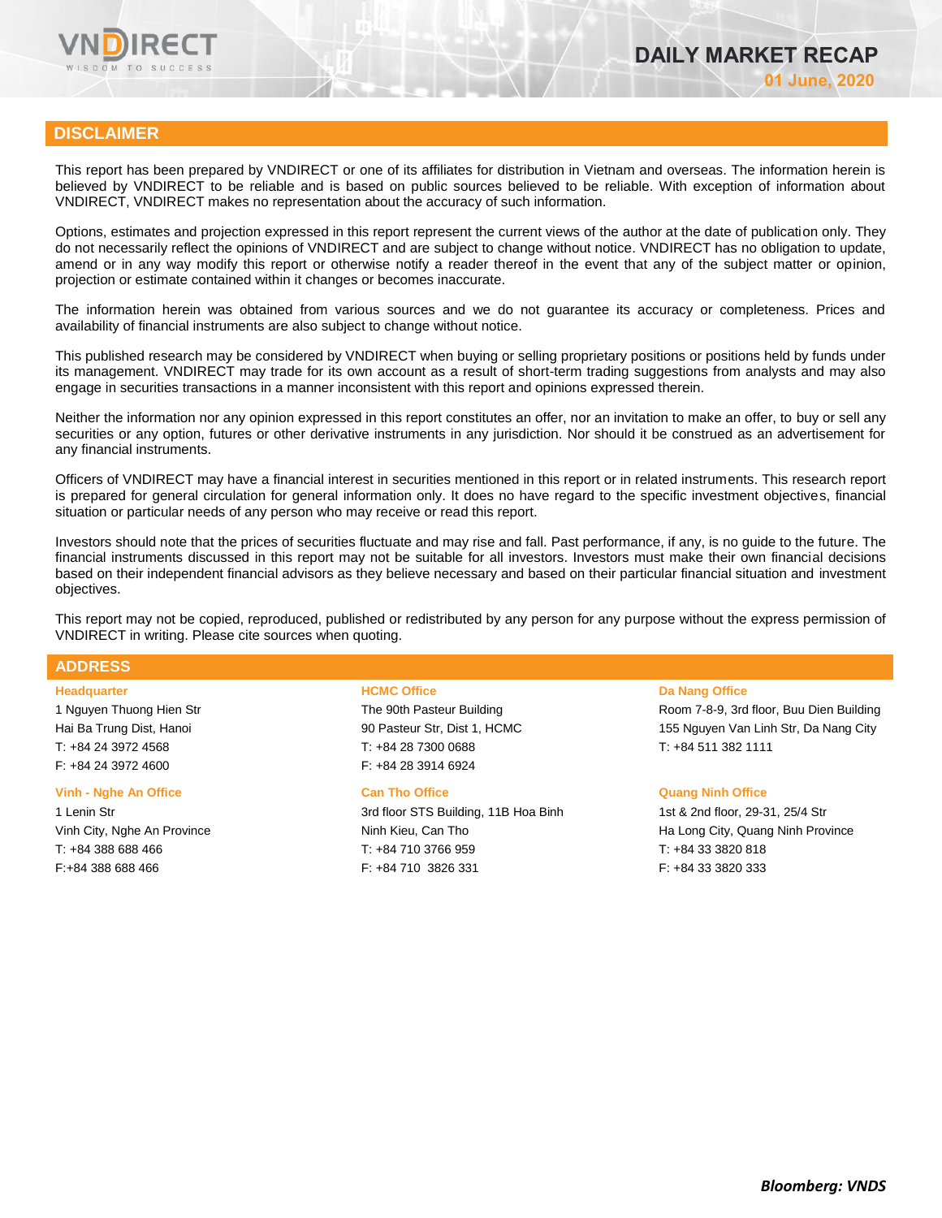## DISCLAIMER

This report has been prepared by VNDIRECT or one of its affiliates for distribution in Vietnam and overseas. The information herein is believed by VNDIRECT to be reliable and is based on public sources believed to be reliable. With exception of information about VNDIRECT, VNDIRECT makes no representation about the accuracy of such information.

Options, estimates and projection expressed in this report represent the current views of the author at the date of publication only. They do not necessarily reflect the opinions of VNDIRECT and are subject to change without notice. VNDIRECT has no obligation to update, amend or in any way modify this report or otherwise notify a reader thereof in the event that any of the subject matter or opinion, projection or estimate contained within it changes or becomes inaccurate.

The information herein was obtained from various sources and we do not guarantee its accuracy or completeness. Prices and availability of financial instruments are also subject to change without notice.

This published research may be considered by VNDIRECT when buying or selling proprietary positions or positions held by funds under its management. VNDIRECT may trade for its own account as a result of short-term trading suggestions from analysts and may also engage in securities transactions in a manner inconsistent with this report and opinions expressed therein.

Neither the information nor any opinion expressed in this report constitutes an offer, nor an invitation to make an offer, to buy or sell any securities or any option, futures or other derivative instruments in any jurisdiction. Nor should it be construed as an advertisement for any financial instruments.

Officers of VNDIRECT may have a financial interest in securities mentioned in this report or in related instruments. This research report is prepared for general circulation for general information only. It does no have regard to the specific investment objectives, financial situation or particular needs of any person who may receive or read this report.

Investors should note that the prices of securities fluctuate and may rise and fall. Past performance, if any, is no guide to the future. The financial instruments discussed in this report may not be suitable for all investors. Investors must make their own financial decisions based on their independent financial advisors as they believe necessary and based on their particular financial situation and investment objectives.

This report may not be copied, reproduced, published or redistributed by any person for any purpose without the express permission of VNDIRECT in writing. Please cite sources when quoting.

## ADDRESS

**Headquarter**
1 Nguyen Thuong Hien Str
Hai Ba Trung Dist, Hanoi
T: +84 24 3972 4568
F: +84 24 3972 4600

**HCMC Office**
The 90th Pasteur Building
90 Pasteur Str, Dist 1, HCMC
T: +84 28 7300 0688
F: +84 28 3914 6924

**Da Nang Office**
Room 7-8-9, 3rd floor, Buu Dien Building
155 Nguyen Van Linh Str, Da Nang City
T: +84 511 382 1111

**Vinh - Nghe An Office**
1 Lenin Str
Vinh City, Nghe An Province
T: +84 388 688 466
F:+84 388 688 466

**Can Tho Office**
3rd floor STS Building, 11B Hoa Binh
Ninh Kieu, Can Tho
T: +84 710 3766 959
F: +84 710 3826 331

**Quang Ninh Office**
1st & 2nd floor, 29-31, 25/4 Str
Ha Long City, Quang Ninh Province
T: +84 33 3820 818
F: +84 33 3820 333